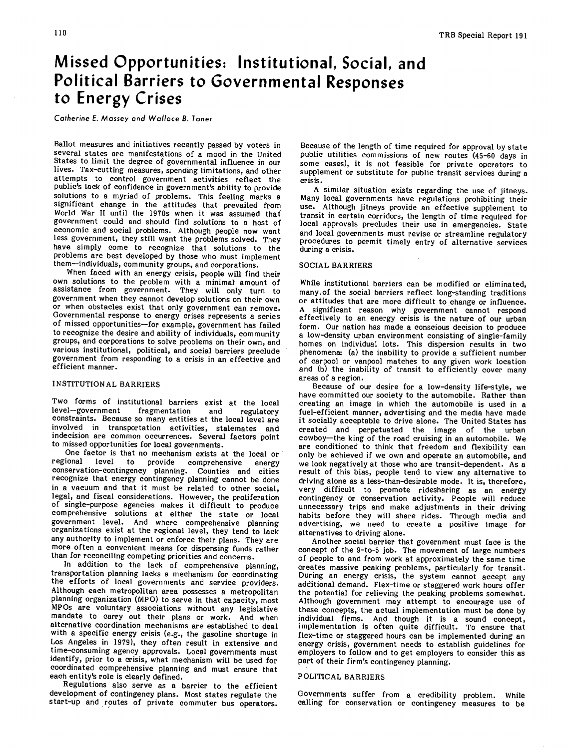# Missed Opportunities: Institutional, Social, and Political Barriers to Governmental Responses to Energy Crises

*Catherine E. Massey and Wallace B. Toner*

Ballot measures and initiatives recently passed by voters in several states are manifestations of a mood in the United States to limit the degree of governmental influence in our lives. Tax-cutting measures, spending limitations, and other attempts to control government activities reflect the public's lack of confidence in government's ability to provide solutions to a myriad of problems. This feeling marks a significant change in the attitudes that prevailed from World War II until the 1970s when it was assumed that government could and should find solutions to a host of economic and social problems. Although people now want less government, they still want the problems solved. They have simply come to recognize that solutions to the problems are best developed by those who must implement them—individuals, community groups, and corporations.

When faced with an energy crisis, people will find their own solutions to the problem with a minimal amount of assistance from government. They will only turn to government when they cannot develop solutions on their own or when obstacles exist that only government can remove. Governmental response to energy crises represents a series of missed opportunities—for example, government has failed to recognize the desire and ability of individuals, community groups, and corporations to solve problems on their own, and various institutional, political, and social barriers preclude government from responding to a crisis in an effective and efficient manner.

## INSTITUTIONAL BARRIERS

Two forms of institutional barriers exist at the local level—government fragmentation and regulatory constraints. Because so many entities at the local level are involved in transportation activities, stalemates and indecision are common occurrences. Several factors point to missed opportunities for local governments.

One factor is that no mechanism exists at the local or regional level to provide comprehensive energy conservation-contingency planning. Counties and cities recognize that energy contingency planning cannot be done in a vacuum and that it must be related to other social, legal, and fiscal considerations. However, the proliferation of single-purpose agencies makes it difficult to produce comprehensive solutions at either the state or local government level. And where comprehensive planning organizations exist at the regional level, they tend to lack any authority to implement or enforce their plans. They are more often a convenient means for dispensing funds rather than for reconciling competing priorities and concerns.

In addition to the lack of comprehensive planning, transportation planning lacks a mechanism for coordinating the efforts of local governments and service providers. Although each metropolitan area possesses a metropolitan planning organization (MPO) to serve in that capacity, most MPOs are voluntary associations without any legislative mandate to carry out their plans or work. And when alternative coordination mechanisms are established to deal with a specific energy crisis (e.g., the gasoline shortage in Los Angeles in 1979), they often result in extensive and time-consuming agency approvals. Local governments must identify, prior to a crisis, what mechanism will be used for coordinated comprehensive planning and must ensure that each entity's role is clearly defined.

Regulations also serve as a barrier to the efficient development of contingency plans. Most states regulate the start-up and routes of private commuter bus operators. Because of the length of time required for approval by state public utilities commissions of new routes (45-60 days in some cases), it is not feasible for private operators to supplement or substitute for public transit services during a crisis.

A similar situation exists regarding the use of jitneys. Many local governments have regulations prohibiting their use. Although jitneys provide an effective supplement to transit in certain corridors, the length of time required for local approvals precludes their use in emergencies. State and local governments must revise or streamline regulatory procedures to permit timely entry of alternative services during a crisis.

## SOCIAL BARRIERS

While institutional barriers can be modified or eliminated, many of the social barriers reflect long-standing traditions or attitudes that are more difficult to change or influence. A significant reason why government cannot respond effectively to an energy crisis is the nature of our urban form. Our nation has made a conscious decision to produce a low-density urban environment consisting of single-family homes on individual lots. This dispersion results in two phenomena: (a) the inability to provide a sufficient number of carpool or vanpool matches to any given work location and (b) the inability of transit to efficiently cover many areas of a region.

Because of our desire for a low-density life-style, we have committed our society to the automobile. Rather than creating an image in which the automobile is used in a fuel-efficient manner, advertising and the media have made it socially acceptable to drive alone. The United States has created and perpetuated the image of the urban cowboy—the king of the road cruising in an automobile. We are conditioned to think that freedom and flexibility can only be achieved if we own and operate an automobile, and we look negatively at those who are transit-dependent. As a result of this bias, people tend to view any alternative to driving alone as a less-than-desirable mode. It is, therefore, very difficult to promote ridesharing as an energy contingency or conservation activity. People will reduce unnecessary trips and make adjustments in their driving habits before they will share rides. Through media and advertising, we need to create a positive image for alternatives to driving alone.

Another social barrier that government must face is the concept of the 9-to-5 job. The movement of large numbers of people to and from work at approximately the same time creates massive peaking problems, particularly for transit. During an energy crisis, the system cannot accept any additional demand. Flex-time or staggered work hours offer the potential for relieving the peaking problems somewhat. Although government may attempt to encourage use of these concepts, the actual implementation must be done by individual firms. And though it is a sound concept, implementation is often quite difficult. To ensure that flex-time or staggered hours can be implemented during an energy crisis, government needs to establish guidelines for employers to follow and to get employers to consider this as part of their firm's contingency planning.

## POLITICAL BARRIERS

Governments suffer from a credibility problem. While calling for conservation or contingency measures to be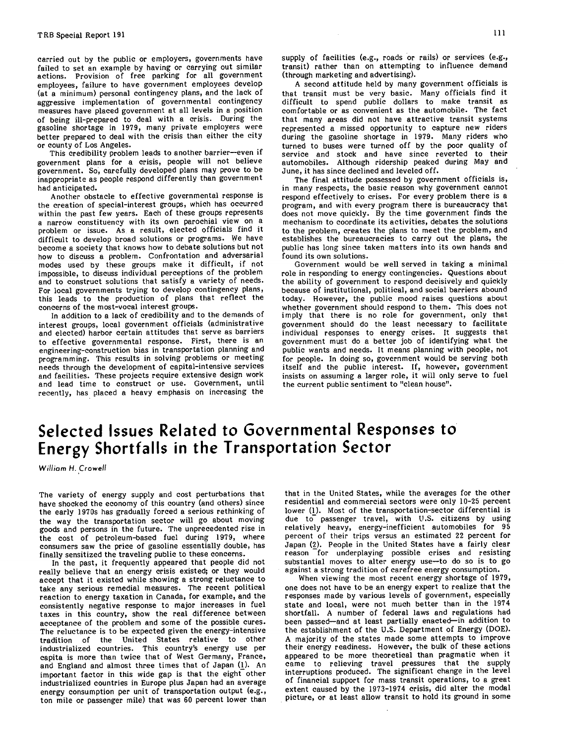carried out by the public or employers, governments have failed to set an example by having or carrying out similar actions. Provision of free parking for all government employees, failure to have government employees develop (at a minimum) personal contingency plans, and the lack of aggressive implementation of governmental contingency measures have placed government at all levels in a position of being ill-prepared to deal with a crisis. During the gasoline shortage in 1979, many private employers were better prepared to deal with the crisis than either the city or county of Los Angeles.

This credibility problem leads to another barrier—even if government plans for a crisis, people will not believe government. So, carefully developed plans may prove to be inappropriate as people respond differently than government had anticipated.

Another obstacle to effective governmental response is the creation of special-interest groups, which has occurred within the past few years. Each of these groups represents a narrow constituency with its own parochial view on a problem or issue. As a result, elected officials find it difficult to develop broad solutions or programs. We have become a society that knows how to debate solutions but not how to discuss a problem. Confrontation and adversarial modes used by these groups make it difficult, if not impossible, to discuss individual perceptions of the problem and to construct solutions that satisfy a variety of needs. For local governments trying to develop contingency plans, this leads to the production of plans that reflect the concerns of the most-vocal interest groups.

In addition to a lack of credibility and to the demands of interest groups, local government officials (administrative and elected) harbor certain attitudes that serve as barriers to effective governmental response. First, there is an engineering-construction bias in transportation planning and programming. This results in solving problems or meeting needs through the development of capital-intensive services and facilities. These projects require extensive design work and lead time to construct or use. Government, until recently, has placed a heavy emphasis on increasing the supply of facilities (e.g., roads or rails) or services (e.g., transit) rather than on attempting to influence demand (through marketing and advertising).

A second attitude held by many government officials is that transit must be very basic. Many officials find it difficult to spend public dollars to make transit as comfortable or as convenient as the automobile. The fact that many areas did not have attractive transit systems represented a missed opportunity to capture new riders during the gasoline shortage in 1979. Many riders who turned to buses were turned off by the poor quality of service and stock and have since reverted to their automobiles. Although ridership peaked during May and June, it has since declined and leveled off.

The final attitude possessed by government officials is, in many respects, the basic reason why government cannot respond effectively to crises. For every problem there is a program, and with every program there is bureaucracy that does not move quickly. By the time government finds the mechanism to coordinate its activities, debates the solutions to the problem, creates the plans to meet the problem, and establishes the bureaucracies to carry out the plans, the public has long since taken matters into its own hands and found its own solutions.

Government would be well served in taking a minimal role in responding to energy contingencies. Questions about the ability of government to respond decisively and quickly because of institutional, political, and social barriers abound today. However, the public mood raises questions about whether government should respond to them. This does not imply that there is no role for government, only that government should do the least necessary to facilitate individual responses to energy crises. It suggests that government must do a better job of identifying what the public wants and needs. It means planning with people, not for people. In doing so, government would be serving both itself and the public interest. If, however, government insists on assuming a larger role, it will only serve to fuel the current public sentiment to "clean house".

# Selected Issues Related to Governmental Responses to Energy Shortfalls in the Transportation Sector

*William H. Crowell*

The variety of energy supply and cost perturbations that have shocked the economy of this country (and others) since the early 1970s has gradually forced a serious rethinking of the way the transportation sector will go about moving goods and persons in the future. The unprecedented rise in the cost of petroleum-based fuel during 1979, where consumers saw the price of gasoline essentially double, has finally sensitized the traveling public to these concerns.

In the past, it frequently appeared that people did not really believe that an energy crisis existed; or they would accept that it existed while showing a strong reluctance to take any serious remedial measures. The recent political reaction to energy taxation in Canada, for example, and the consistently negative response to major increases in fuel taxes in this country, show the real difference between acceptance of the problem and some of the possible cures. The reluctance is to be expected given the energy-intensive tradition of the United States relative to other industrialized countries. This country's energy use per capita is more than twice that of West Germany, France, and England and almost three times that of Japan (1). An important factor in this wide gap is that the eight other industrialized countries in Europe plus Japan had an average energy consumption per unit of transportation output (e.g., ton mile or passenger mile) that was 60 percent lower than that in the United States, while the averages for the other residential and commercial sectors were only 10-25 percent lower (1). Most of the transportation-sector differential is due to passenger travel, with U.S. citizens by using relatively heavy, energy-inefficient automobiles for 95 percent of their trips versus an estimated 22 percent for Japan (2). People in the United States have a fairly clear reason for underplaying possible crises and resisting substantial moves to alter energy use—to do so is to go against a strong tradition of carefree energy consumption.

When viewing the most recent energy shortage of 1979, one does not have to be an energy expert to realize that the responses made by various levels of government, especially state and local, were not much better than in the 1974 shortfall. A number of federal laws and regulations had been passed—and at least partially enacted—in addition to the establishment of the U.S. Department of Energy (DOE). A majority of the states made some attempts to improve their energy readiness. However, the bulk of these actions appeared to be more theoretical than pragmatic when it came to relieving travel pressures that the supply interruptions produced. The significant change in the level of financial support for mass transit operations, to a great extent caused by the 1973-1974 crisis, did alter the modal picture, or at least allow transit to hold its ground in some